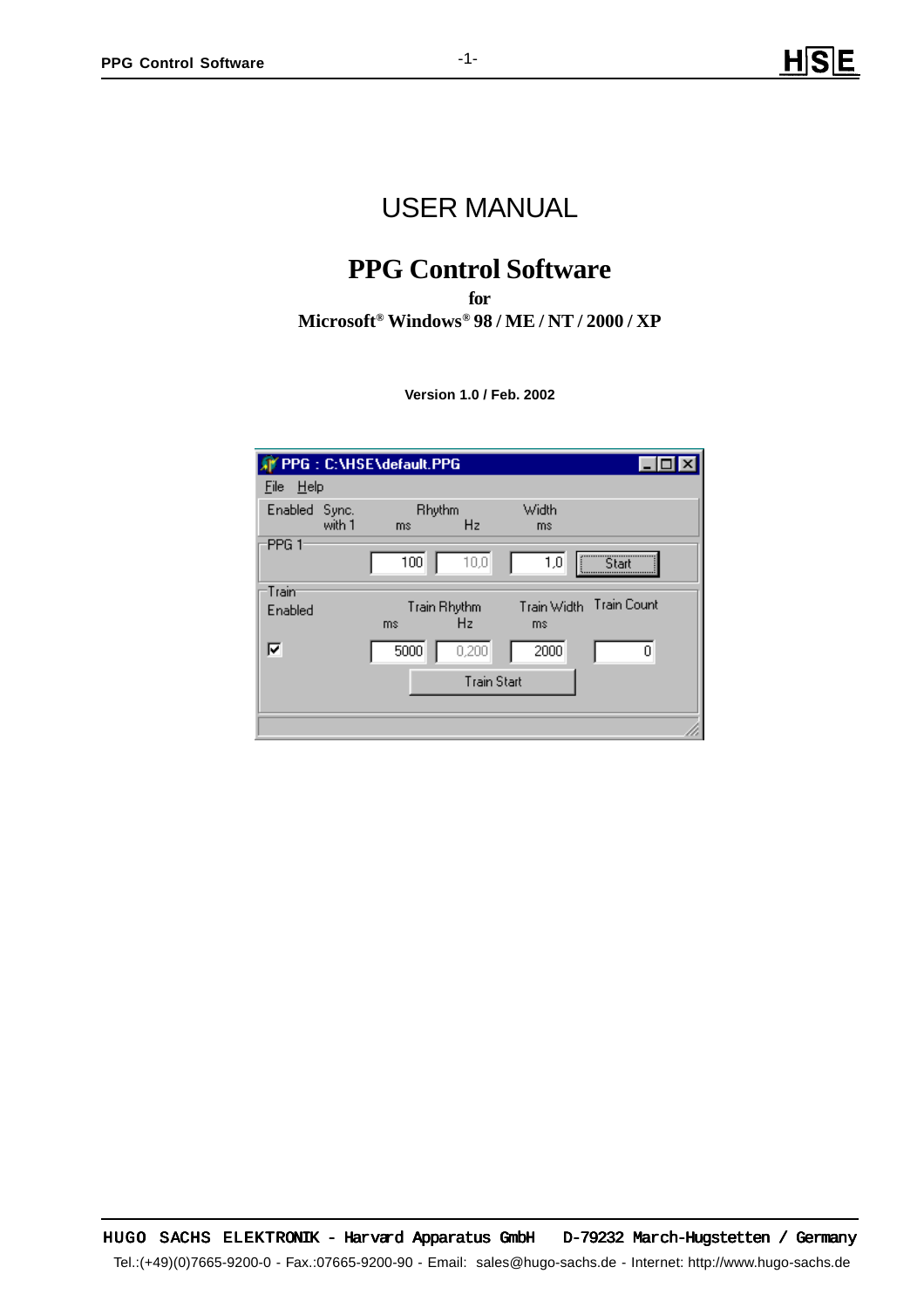# USER MANUAL

## PPG Control Software

**for**

**Microsoft® Windows® 98 / ME / NT / 2000 / XP**

**Version 1.0 / Feb. 2002**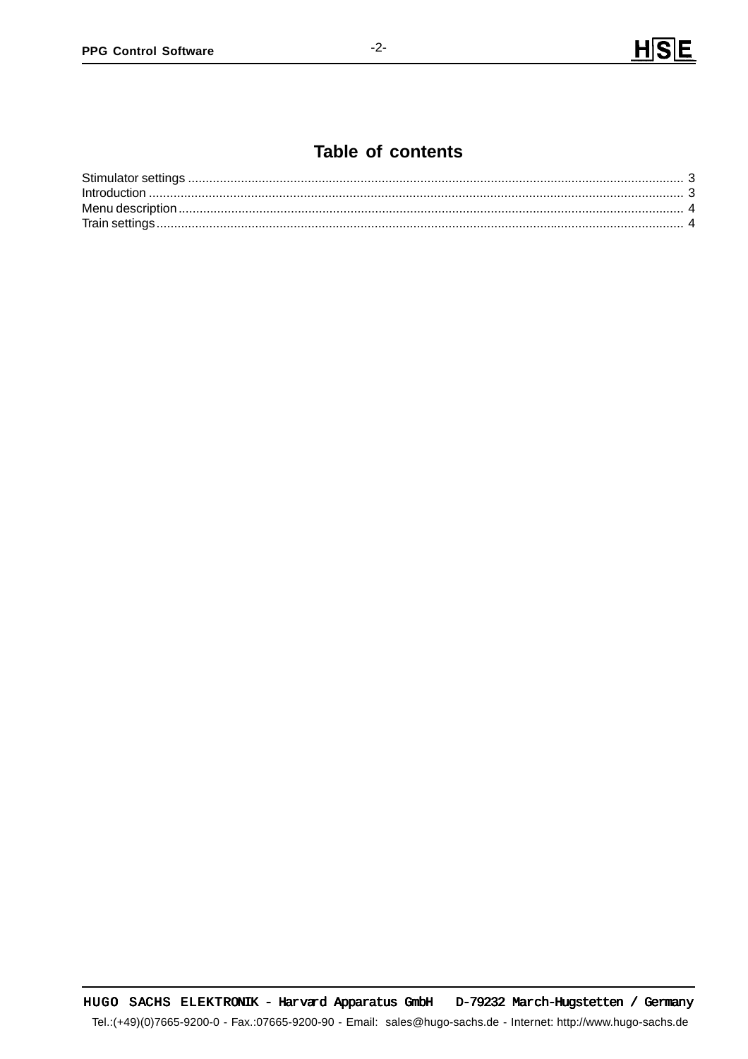# Table of contents

Stimulator settings ..................................................................................................................................... 3
Introduction ................................................................................................................................................ 3
Menu description ........................................................................................................................................ 4
Train settings .............................................................................................................................................. 4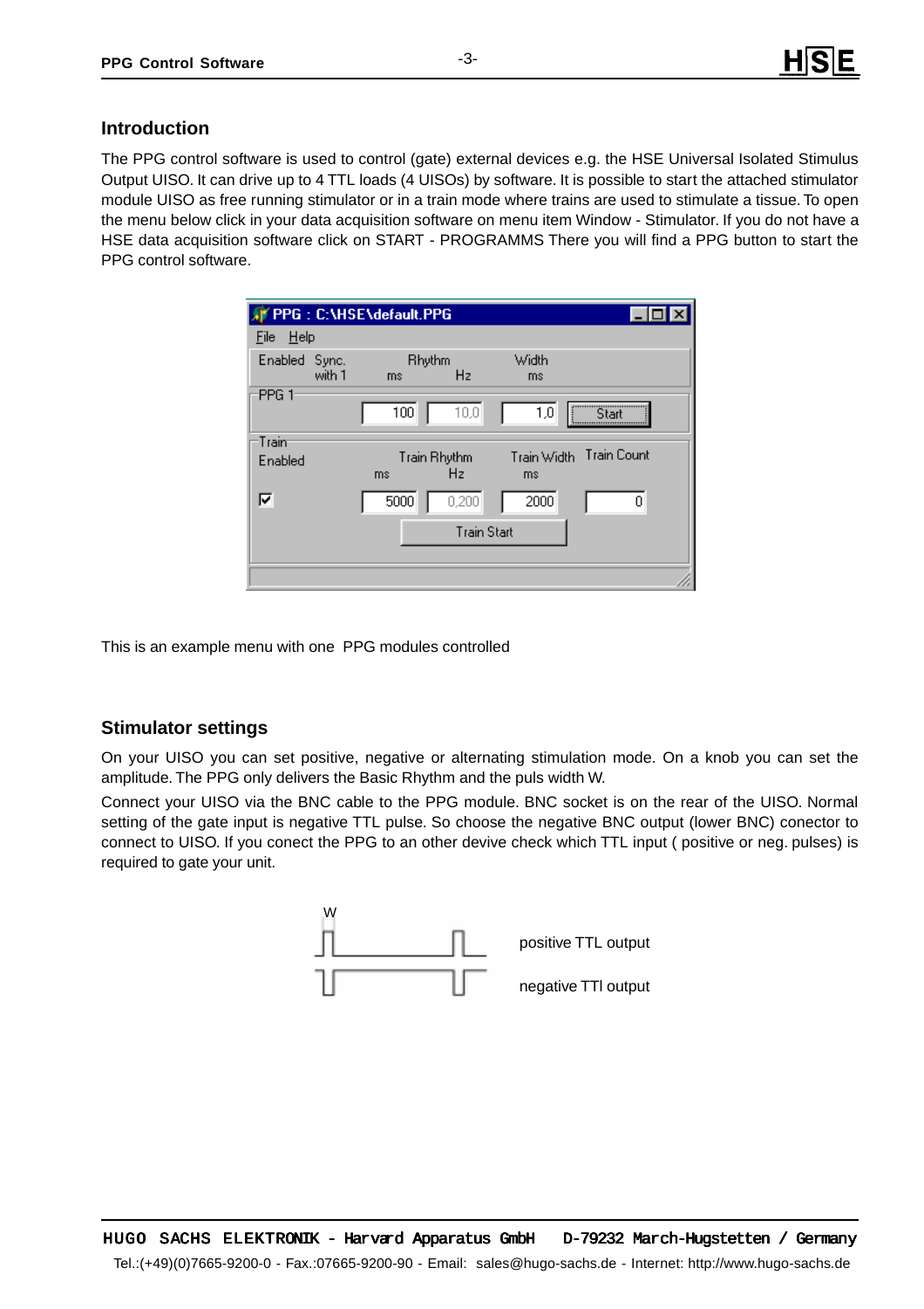## Introduction

The PPG control software is used to control (gate) external devices e.g. the HSE Universal Isolated Stimulus Output UISO. It can drive up to 4 TTL loads (4 UISOs) by software. It is possible to start the attached stimulator module UISO as free running stimulator or in a train mode where trains are used to stimulate a tissue. To open the menu below click in your data acquisition software on menu item Window - Stimulator. If you do not have a HSE data acquisition software click on START - PROGRAMMS There you will find a PPG button to start the PPG control software.

This is an example menu with one PPG modules controlled

## Stimulator settings

On your UISO you can set positive, negative or alternating stimulation mode. On a knob you can set the amplitude. The PPG only delivers the Basic Rhythm and the puls width W.

Connect your UISO via the BNC cable to the PPG module. BNC socket is on the rear of the UISO. Normal setting of the gate input is negative TTL pulse. So choose the negative BNC output (lower BNC) conector to connect to UISO. If you conect the PPG to an other devive check which TTL input ( positive or neg. pulses) is required to gate your unit.

W

positive TTL output

negative TTl output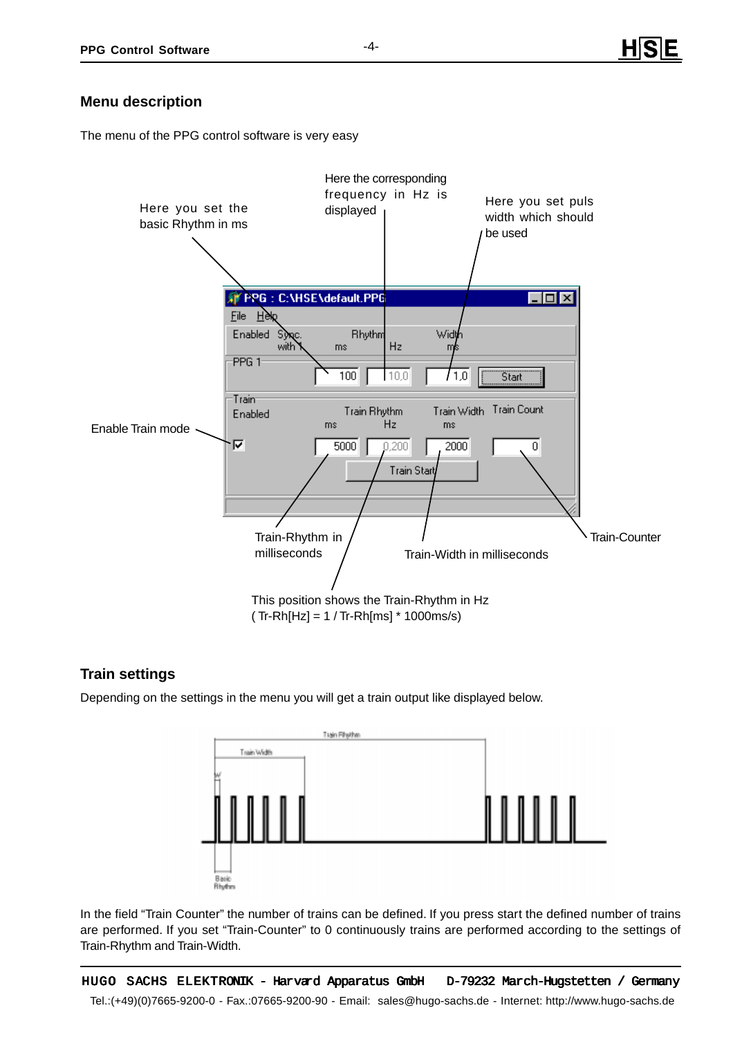## Menu description

The menu of the PPG control software is very easy

Here you set the basic Rhythm in ms

Here the corresponding frequency in Hz is displayed

Here you set puls width which should be used

PPG : C:\HSE\default.PPG

File Help

Enabled Sync. with 1 Rhythm ms Hz Width ms

PPG 1

100 10,0 1,0 Start

Train Enabled

Train Rhythm ms Hz Train Width ms Train Count

5000 0,200 2000 0

Train Start

Enable Train mode

Train-Rhythm in milliseconds

Train-Width in milliseconds

Train-Counter

This position shows the Train-Rhythm in Hz
( Tr-Rh[Hz] = 1 / Tr-Rh[ms] * 1000ms/s)

## Train settings

Depending on the settings in the menu you will get a train output like displayed below.

Train Rhythm

Train Width

W

Basic Rhythm

In the field "Train Counter" the number of trains can be defined. If you press start the defined number of trains are performed. If you set "Train-Counter" to 0 continuously trains are performed according to the settings of Train-Rhythm and Train-Width.

HUGO SACHS ELEKTRONIK - Harvard Apparatus GmbH D-79232 March-Hugstetten / Germany

Tel.:(+49)(0)7665-9200-0 - Fax.:07665-9200-90 - Email: sales@hugo-sachs.de - Internet: http://www.hugo-sachs.de